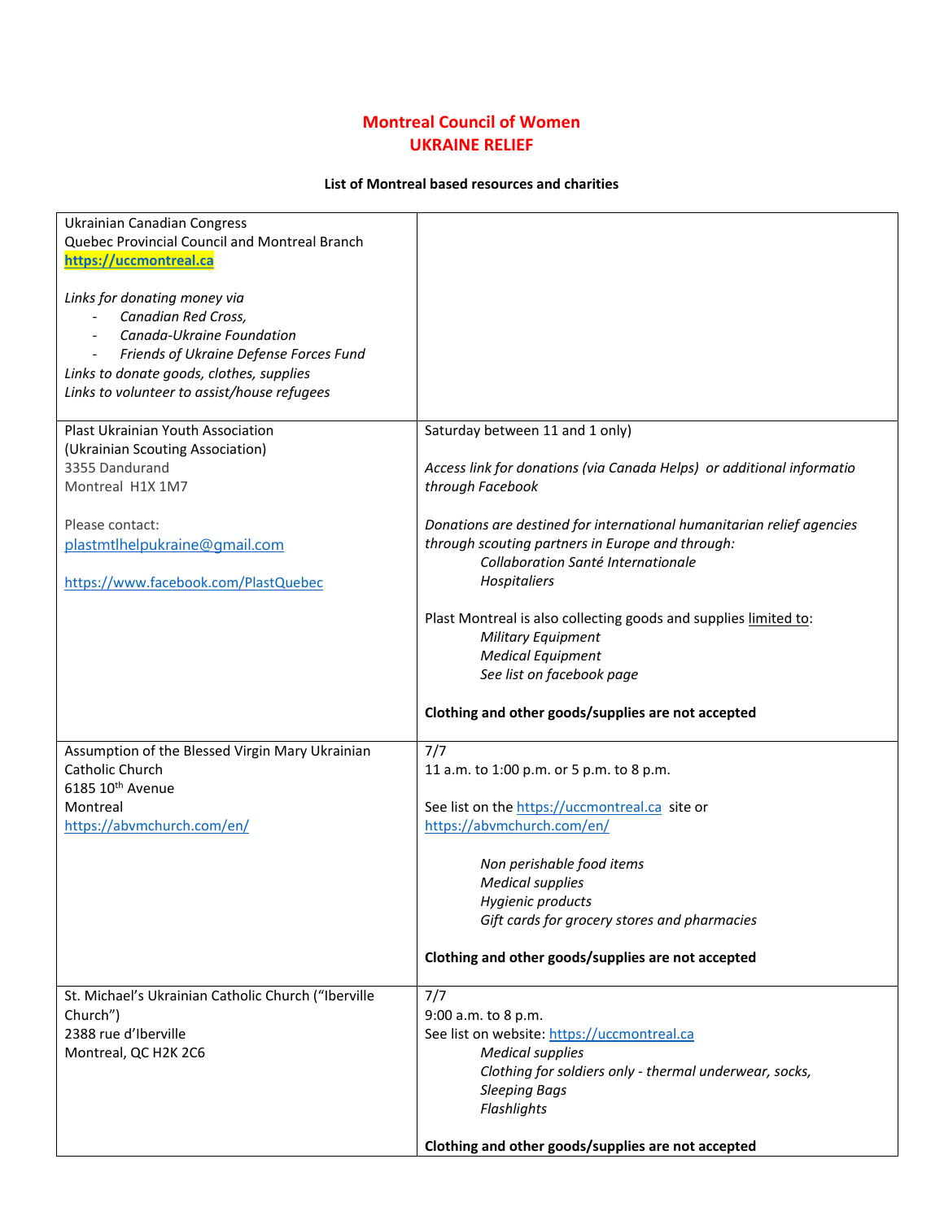# Montreal Council of Women
# UKRAINE RELIEF

**List of Montreal based resources and charities**

| | |
|---|---|
| Ukrainian Canadian Congress<br>Quebec Provincial Council and Montreal Branch<br>**https://uccmontreal.ca**<br><br>*Links for donating money via*<br>- *Canadian Red Cross,*<br>- *Canada-Ukraine Foundation*<br>- *Friends of Ukraine Defense Forces Fund*<br><br>*Links to donate goods, clothes, supplies*<br>*Links to volunteer to assist/house refugees* | |
| Plast Ukrainian Youth Association<br>(Ukrainian Scouting Association)<br>3355 Dandurand<br>Montreal H1X 1M7<br><br>Please contact:<br>plastmtlhelpukraine@gmail.com<br><br>https://www.facebook.com/PlastQuebec | Saturday between 11 and 1 only)<br><br>*Access link for donations (via Canada Helps) or additional informatio through Facebook*<br><br>*Donations are destined for international humanitarian relief agencies through scouting partners in Europe and through:*<br>*Collaboration Santé Internationale*<br>*Hospitaliers*<br><br>Plast Montreal is also collecting goods and supplies limited to:<br>*Military Equipment*<br>*Medical Equipment*<br>*See list on facebook page*<br><br>**Clothing and other goods/supplies are not accepted** |
| Assumption of the Blessed Virgin Mary Ukrainian Catholic Church<br>6185 10th Avenue<br>Montreal<br>https://abvmchurch.com/en/ | 7/7<br>11 a.m. to 1:00 p.m. or 5 p.m. to 8 p.m.<br><br>See list on the https://uccmontreal.ca site or https://abvmchurch.com/en/<br><br>*Non perishable food items*<br>*Medical supplies*<br>*Hygienic products*<br>*Gift cards for grocery stores and pharmacies*<br><br>**Clothing and other goods/supplies are not accepted** |
| St. Michael's Ukrainian Catholic Church ("Iberville Church")<br>2388 rue d'Iberville<br>Montreal, QC H2K 2C6 | 7/7<br>9:00 a.m. to 8 p.m.<br>See list on website: https://uccmontreal.ca<br>*Medical supplies*<br>*Clothing for soldiers only - thermal underwear, socks,*<br>*Sleeping Bags*<br>*Flashlights*<br><br>**Clothing and other goods/supplies are not accepted** |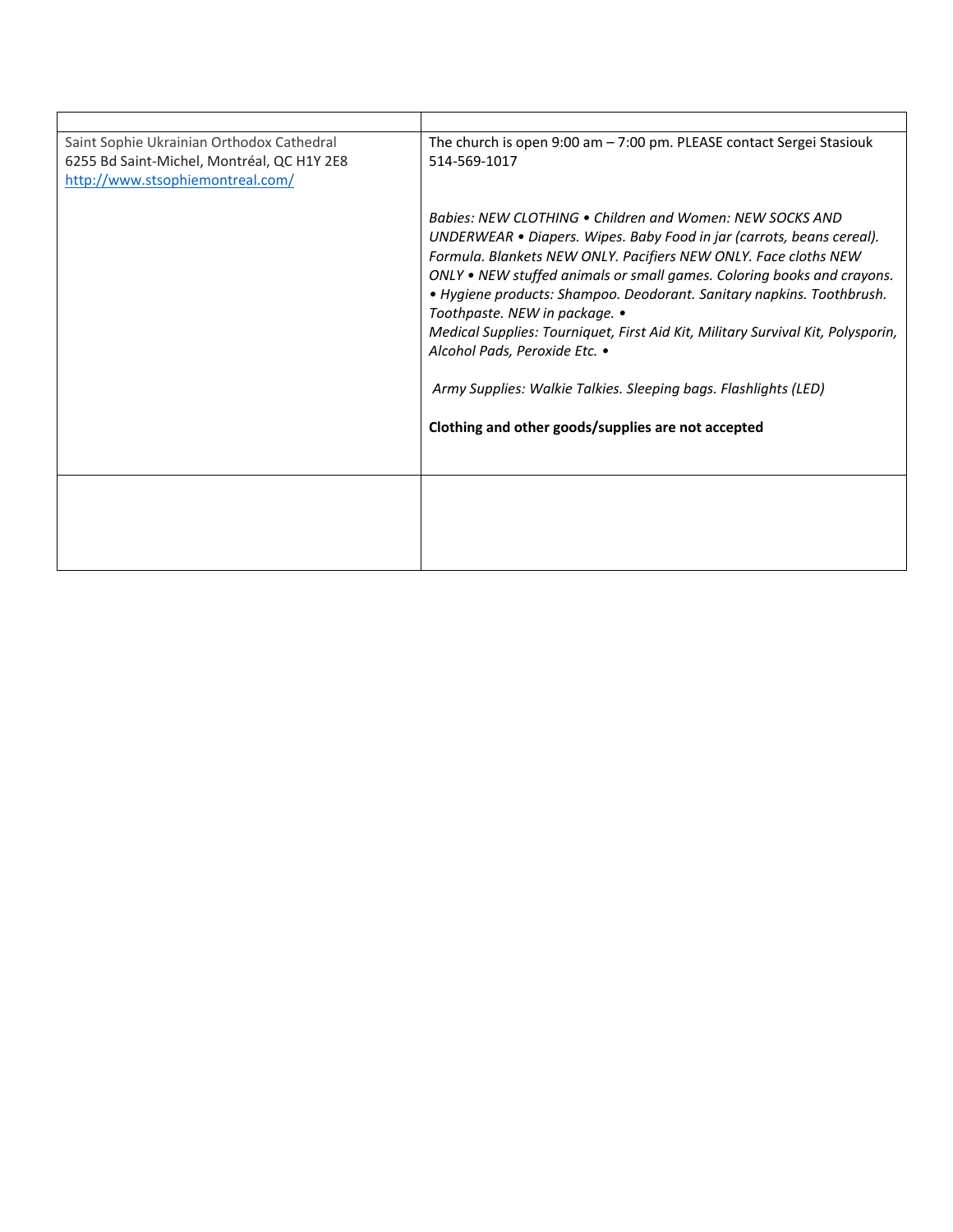| | |
|---|---|
| Saint Sophie Ukrainian Orthodox Cathedral<br>6255 Bd Saint-Michel, Montréal, QC H1Y 2E8<br>http://www.stsophiemontreal.com/ | The church is open 9:00 am – 7:00 pm. PLEASE contact Sergei Stasiouk 514-569-1017<br><br>*Babies: NEW CLOTHING • Children and Women: NEW SOCKS AND UNDERWEAR • Diapers. Wipes. Baby Food in jar (carrots, beans cereal). Formula. Blankets NEW ONLY. Pacifiers NEW ONLY. Face cloths NEW ONLY • NEW stuffed animals or small games. Coloring books and crayons. • Hygiene products: Shampoo. Deodorant. Sanitary napkins. Toothbrush. Toothpaste. NEW in package. •*<br>*Medical Supplies: Tourniquet, First Aid Kit, Military Survival Kit, Polysporin, Alcohol Pads, Peroxide Etc. •*<br><br>*Army Supplies: Walkie Talkies. Sleeping bags. Flashlights (LED)*<br><br>**Clothing and other goods/supplies are not accepted** |
| | |